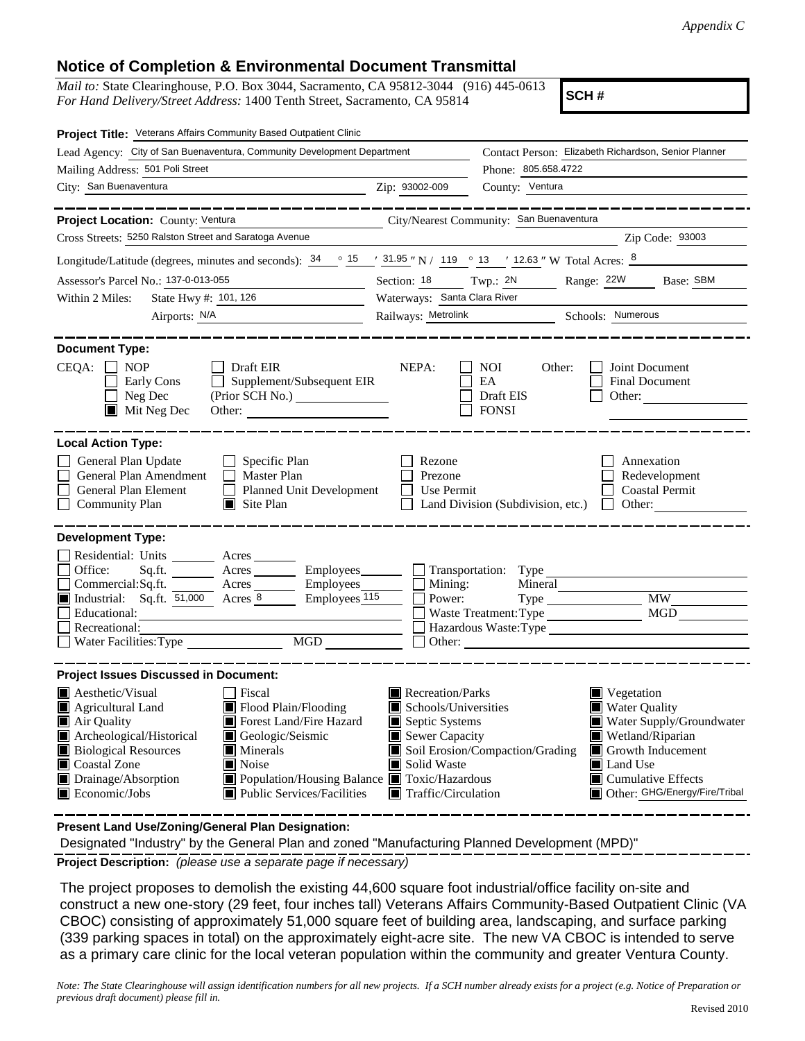*Appendix C*

# Notice of Completion & Environmental Document Transmittal

*Mail to:* State Clearinghouse, P.O. Box 3044, Sacramento, CA 95812-3044 (916) 445-0613
*For Hand Delivery/Street Address:* 1400 Tenth Street, Sacramento, CA 95814

**SCH #**

**Project Title:** Veterans Affairs Community Based Outpatient Clinic

Lead Agency: City of San Buenaventura, Community Development Department
Contact Person: Elizabeth Richardson, Senior Planner
Mailing Address: 501 Poli Street
Phone: 805.658.4722
City: San Buenaventura
Zip: 93002-009
County: Ventura

**Project Location:** County: Ventura
City/Nearest Community: San Buenaventura
Cross Streets: 5250 Ralston Street and Saratoga Avenue
Zip Code: 93003
Longitude/Latitude (degrees, minutes and seconds): 34 ° 15 ′ 31.95 ″ N / 119 ° 13 ′ 12.63 ″ W Total Acres: 8
Assessor's Parcel No.: 137-0-013-055
Section: 18 Twp.: 2N Range: 22W Base: SBM
Within 2 Miles: State Hwy #: 101, 126
Waterways: Santa Clara River
Airports: N/A
Railways: Metrolink
Schools: Numerous

**Document Type:**

CEQA: ☐ NOP ☐ Early Cons ☐ Neg Dec ■ Mit Neg Dec ☐ Draft EIR ☐ Supplement/Subsequent EIR (Prior SCH No.) ______ Other: ______

NEPA: ☐ NOI ☐ EA ☐ Draft EIS ☐ FONSI

Other: ☐ Joint Document ☐ Final Document ☐ Other: ______

**Local Action Type:**

☐ General Plan Update ☐ General Plan Amendment ☐ General Plan Element ☐ Community Plan ☐ Specific Plan ☐ Master Plan ☐ Planned Unit Development ■ Site Plan ☐ Rezone ☐ Prezone ☐ Use Permit ☐ Land Division (Subdivision, etc.) ☐ Annexation ☐ Redevelopment ☐ Coastal Permit ☐ Other: ______

**Development Type:**

☐ Residential: Units ______ Acres ______
☐ Office: Sq.ft. ______ Acres ______ Employees ______
☐ Commercial: Sq.ft. ______ Acres ______ Employees ______
■ Industrial: Sq.ft. 51,000 Acres 8 Employees 115
☐ Educational: ______
☐ Recreational: ______
☐ Water Facilities: Type ______ MGD ______
☐ Transportation: Type ______
☐ Mining: Mineral ______
☐ Power: Type ______ MW ______
☐ Waste Treatment: Type ______ MGD ______
☐ Hazardous Waste: Type ______
☐ Other: ______

**Project Issues Discussed in Document:**

■ Aesthetic/Visual
■ Agricultural Land
■ Air Quality
■ Archeological/Historical
■ Biological Resources
■ Coastal Zone
■ Drainage/Absorption
■ Economic/Jobs
☐ Fiscal
■ Flood Plain/Flooding
■ Forest Land/Fire Hazard
■ Geologic/Seismic
■ Minerals
■ Noise
■ Population/Housing Balance
■ Public Services/Facilities
■ Recreation/Parks
■ Schools/Universities
■ Septic Systems
■ Sewer Capacity
■ Soil Erosion/Compaction/Grading
■ Solid Waste
■ Toxic/Hazardous
■ Traffic/Circulation
■ Vegetation
■ Water Quality
■ Water Supply/Groundwater
■ Wetland/Riparian
■ Growth Inducement
■ Land Use
■ Cumulative Effects
■ Other: GHG/Energy/Fire/Tribal

**Present Land Use/Zoning/General Plan Designation:**

Designated "Industry" by the General Plan and zoned "Manufacturing Planned Development (MPD)"

**Project Description:** *(please use a separate page if necessary)*

The project proposes to demolish the existing 44,600 square foot industrial/office facility on-site and construct a new one-story (29 feet, four inches tall) Veterans Affairs Community-Based Outpatient Clinic (VA CBOC) consisting of approximately 51,000 square feet of building area, landscaping, and surface parking (339 parking spaces in total) on the approximately eight-acre site. The new VA CBOC is intended to serve as a primary care clinic for the local veteran population within the community and greater Ventura County.

*Note: The State Clearinghouse will assign identification numbers for all new projects. If a SCH number already exists for a project (e.g. Notice of Preparation or previous draft document) please fill in.*

Revised 2010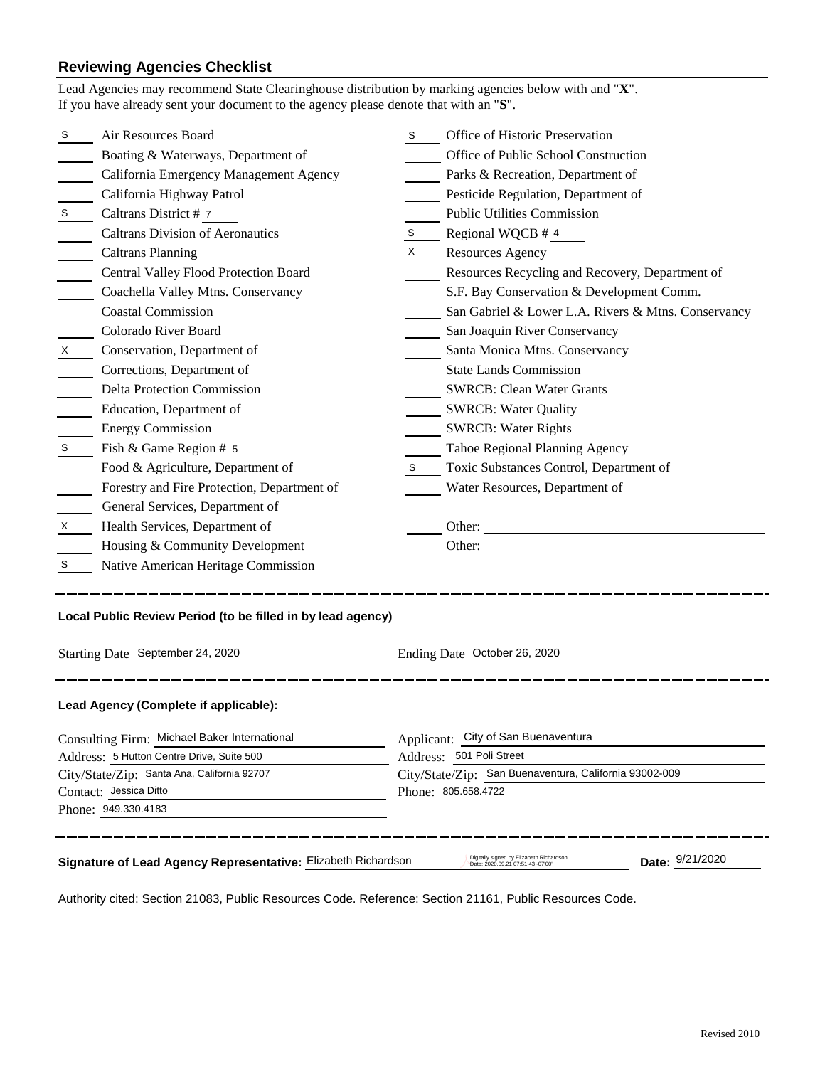## Reviewing Agencies Checklist

Lead Agencies may recommend State Clearinghouse distribution by marking agencies below with and "**X**".
If you have already sent your document to the agency please denote that with an "**S**".

| | | | |
|---|---|---|---|
| S | Air Resources Board | S | Office of Historic Preservation |
| | Boating & Waterways, Department of | | Office of Public School Construction |
| | California Emergency Management Agency | | Parks & Recreation, Department of |
| | California Highway Patrol | | Pesticide Regulation, Department of |
| S | Caltrans District # 7 | | Public Utilities Commission |
| | Caltrans Division of Aeronautics | S | Regional WQCB # 4 |
| | Caltrans Planning | X | Resources Agency |
| | Central Valley Flood Protection Board | | Resources Recycling and Recovery, Department of |
| | Coachella Valley Mtns. Conservancy | | S.F. Bay Conservation & Development Comm. |
| | Coastal Commission | | San Gabriel & Lower L.A. Rivers & Mtns. Conservancy |
| | Colorado River Board | | San Joaquin River Conservancy |
| X | Conservation, Department of | | Santa Monica Mtns. Conservancy |
| | Corrections, Department of | | State Lands Commission |
| | Delta Protection Commission | | SWRCB: Clean Water Grants |
| | Education, Department of | | SWRCB: Water Quality |
| | Energy Commission | | SWRCB: Water Rights |
| S | Fish & Game Region # 5 | | Tahoe Regional Planning Agency |
| | Food & Agriculture, Department of | S | Toxic Substances Control, Department of |
| | Forestry and Fire Protection, Department of | | Water Resources, Department of |
| | General Services, Department of | | |
| X | Health Services, Department of | | Other: |
| | Housing & Community Development | | Other: |
| S | Native American Heritage Commission | | |

---

**Local Public Review Period (to be filled in by lead agency)**

Starting Date September 24, 2020 Ending Date October 26, 2020

---

**Lead Agency (Complete if applicable):**

| | |
|---|---|
| Consulting Firm: Michael Baker International | Applicant: City of San Buenaventura |
| Address: 5 Hutton Centre Drive, Suite 500 | Address: 501 Poli Street |
| City/State/Zip: Santa Ana, California 92707 | City/State/Zip: San Buenaventura, California 93002-009 |
| Contact: Jessica Ditto | Phone: 805.658.4722 |
| Phone: 949.330.4183 | |

---

**Signature of Lead Agency Representative:** Elizabeth Richardson Digitally signed by Elizabeth Richardson Date: 2020.09.21 07:51:43 -07'00' **Date:** 9/21/2020

Authority cited: Section 21083, Public Resources Code. Reference: Section 21161, Public Resources Code.

Revised 2010